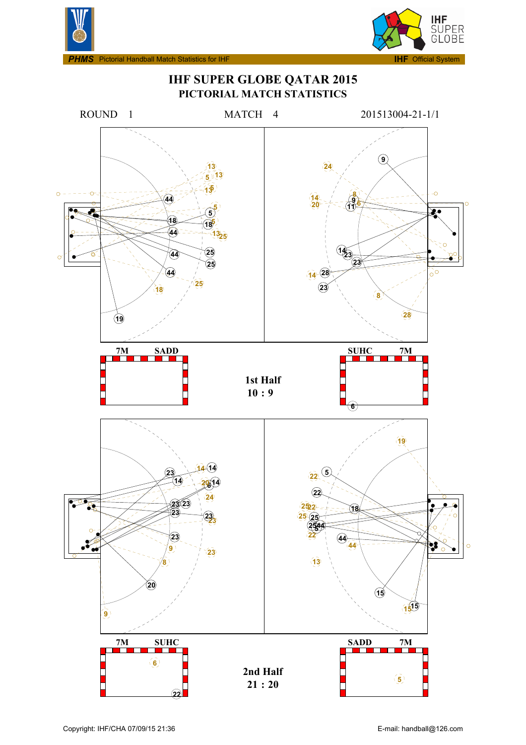PHMS Pictorial Handball Match Statistics for IHF — IHF Official System

# IHF SUPER GLOBE QATAR 2015

## PICTORIAL MATCH STATISTICS

ROUND 1 MATCH 4 201513004-21-1/1

7M SADD SUHC 7M

**1st Half**
**10 : 9**

7M SUHC SADD 7M

**2nd Half**
**21 : 20**

Copyright: IHF/CHA 07/09/15 21:36 E-mail: handball@126.com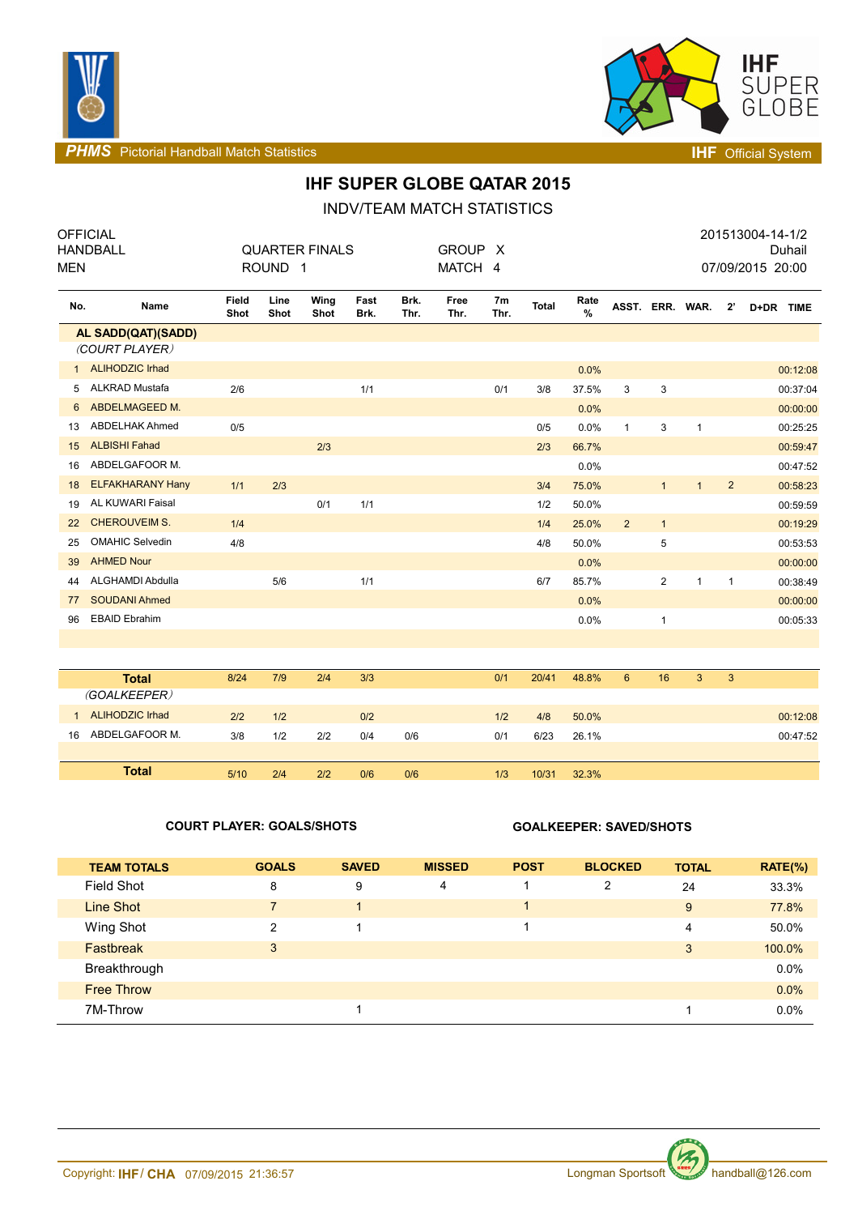# IHF SUPER GLOBE QATAR 2015

## INDV/TEAM MATCH STATISTICS

OFFICIAL
HANDBALL
MEN

QUARTER FINALS
ROUND 1

GROUP X
MATCH 4

201513004-14-1/2
Duhail
07/09/2015 20:00

| No. | Name | Field Shot | Line Shot | Wing Shot | Fast Brk. | Brk. Thr. | Free Thr. | 7m Thr. | Total | Rate % | ASST. | ERR. | WAR. | 2' | D+DR | TIME |
|---|---|---|---|---|---|---|---|---|---|---|---|---|---|---|---|---|
| | **AL SADD(QAT)(SADD)** | | | | | | | | | | | | | | | |
| | *(COURT PLAYER)* | | | | | | | | | | | | | | | |
| 1 | ALIHODZIC Irhad | | | | | | | | | 0.0% | | | | | | 00:12:08 |
| 5 | ALKRAD Mustafa | 2/6 | | | 1/1 | | | 0/1 | 3/8 | 37.5% | 3 | 3 | | | | 00:37:04 |
| 6 | ABDELMAGEED M. | | | | | | | | | 0.0% | | | | | | 00:00:00 |
| 13 | ABDELHAK Ahmed | 0/5 | | | | | | | 0/5 | 0.0% | 1 | 3 | 1 | | | 00:25:25 |
| 15 | ALBISHI Fahad | | | 2/3 | | | | | 2/3 | 66.7% | | | | | | 00:59:47 |
| 16 | ABDELGAFOOR M. | | | | | | | | | 0.0% | | | | | | 00:47:52 |
| 18 | ELFAKHARANY Hany | 1/1 | 2/3 | | | | | | 3/4 | 75.0% | | 1 | 1 | 2 | | 00:58:23 |
| 19 | AL KUWARI Faisal | | | 0/1 | 1/1 | | | | 1/2 | 50.0% | | | | | | 00:59:59 |
| 22 | CHEROUVEIM S. | 1/4 | | | | | | | 1/4 | 25.0% | 2 | 1 | | | | 00:19:29 |
| 25 | OMAHIC Selvedin | 4/8 | | | | | | | 4/8 | 50.0% | | 5 | | | | 00:53:53 |
| 39 | AHMED Nour | | | | | | | | | 0.0% | | | | | | 00:00:00 |
| 44 | ALGHAMDI Abdulla | | 5/6 | | 1/1 | | | | 6/7 | 85.7% | | 2 | 1 | 1 | | 00:38:49 |
| 77 | SOUDANI Ahmed | | | | | | | | | 0.0% | | | | | | 00:00:00 |
| 96 | EBAID Ebrahim | | | | | | | | | 0.0% | | 1 | | | | 00:05:33 |
| | **Total** | 8/24 | 7/9 | 2/4 | 3/3 | | | 0/1 | 20/41 | 48.8% | 6 | 16 | 3 | 3 | | |
| | *(GOALKEEPER)* | | | | | | | | | | | | | | | |
| 1 | ALIHODZIC Irhad | 2/2 | 1/2 | | 0/2 | | | 1/2 | 4/8 | 50.0% | | | | | | 00:12:08 |
| 16 | ABDELGAFOOR M. | 3/8 | 1/2 | 2/2 | 0/4 | 0/6 | | 0/1 | 6/23 | 26.1% | | | | | | 00:47:52 |
| | **Total** | 5/10 | 2/4 | 2/2 | 0/6 | 0/6 | | 1/3 | 10/31 | 32.3% | | | | | | |

**COURT PLAYER: GOALS/SHOTS** | **GOALKEEPER: SAVED/SHOTS**

| TEAM TOTALS | GOALS | SAVED | MISSED | POST | BLOCKED | TOTAL | RATE(%) |
|---|---|---|---|---|---|---|---|
| Field Shot | 8 | 9 | 4 | 1 | 2 | 24 | 33.3% |
| Line Shot | 7 | 1 | | 1 | | 9 | 77.8% |
| Wing Shot | 2 | 1 | | 1 | | 4 | 50.0% |
| Fastbreak | 3 | | | | | 3 | 100.0% |
| Breakthrough | | | | | | | 0.0% |
| Free Throw | | | | | | | 0.0% |
| 7M-Throw | | 1 | | | | 1 | 0.0% |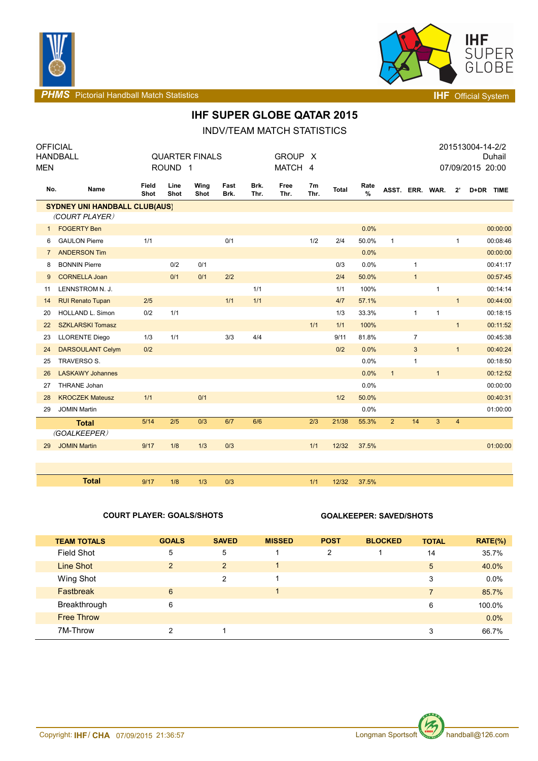PHMS Pictorial Handball Match Statistics — IHF Official System

# IHF SUPER GLOBE QATAR 2015

## INDV/TEAM MATCH STATISTICS

| OFFICIAL | | | 201513004-14-2/2 |
|---|---|---|---|
| HANDBALL | QUARTER FINALS | GROUP X | Duhail |
| MEN | ROUND 1 | MATCH 4 | 07/09/2015 20:00 |

| No. | Name | Field Shot | Line Shot | Wing Shot | Fast Brk. | Brk. Thr. | Free Thr. | 7m Thr. | Total | Rate % | ASST. | ERR. | WAR. | 2' | D+DR | TIME |
|---|---|---|---|---|---|---|---|---|---|---|---|---|---|---|---|---|
| | **SYDNEY UNI HANDBALL CLUB(AUS)** | | | | | | | | | | | | | | | |
| | *(COURT PLAYER)* | | | | | | | | | | | | | | | |
| 1 | FOGERTY Ben | | | | | | | | | 0.0% | | | | | | 00:00:00 |
| 6 | GAULON Pierre | 1/1 | | | 0/1 | | | 1/2 | 2/4 | 50.0% | 1 | | | 1 | | 00:08:46 |
| 7 | ANDERSON Tim | | | | | | | | | 0.0% | | | | | | 00:00:00 |
| 8 | BONNIN Pierre | | 0/2 | 0/1 | | | | | 0/3 | 0.0% | | 1 | | | | 00:41:17 |
| 9 | CORNELLA Joan | | 0/1 | 0/1 | 2/2 | | | | 2/4 | 50.0% | | 1 | | | | 00:57:45 |
| 11 | LENNSTROM N. J. | | | | | 1/1 | | | 1/1 | 100% | | | 1 | | | 00:14:14 |
| 14 | RUI Renato Tupan | 2/5 | | | 1/1 | 1/1 | | | 4/7 | 57.1% | | | | 1 | | 00:44:00 |
| 20 | HOLLAND L. Simon | 0/2 | 1/1 | | | | | | 1/3 | 33.3% | | 1 | 1 | | | 00:18:15 |
| 22 | SZKLARSKI Tomasz | | | | | | | 1/1 | 1/1 | 100% | | | | 1 | | 00:11:52 |
| 23 | LLORENTE Diego | 1/3 | 1/1 | | 3/3 | 4/4 | | | 9/11 | 81.8% | | 7 | | | | 00:45:38 |
| 24 | DARSOULANT Celym | 0/2 | | | | | | | 0/2 | 0.0% | | 3 | | 1 | | 00:40:24 |
| 25 | TRAVERSO S. | | | | | | | | | 0.0% | | 1 | | | | 00:18:50 |
| 26 | LASKAWY Johannes | | | | | | | | | 0.0% | 1 | | 1 | | | 00:12:52 |
| 27 | THRANE Johan | | | | | | | | | 0.0% | | | | | | 00:00:00 |
| 28 | KROCZEK Mateusz | 1/1 | | 0/1 | | | | | 1/2 | 50.0% | | | | | | 00:40:31 |
| 29 | JOMIN Martin | | | | | | | | | 0.0% | | | | | | 01:00:00 |
| | **Total** | 5/14 | 2/5 | 0/3 | 6/7 | 6/6 | | 2/3 | 21/38 | 55.3% | 2 | 14 | 3 | 4 | | |
| | *(GOALKEEPER)* | | | | | | | | | | | | | | | |
| 29 | JOMIN Martin | 9/17 | 1/8 | 1/3 | 0/3 | | | 1/1 | 12/32 | 37.5% | | | | | | 01:00:00 |
| | **Total** | 9/17 | 1/8 | 1/3 | 0/3 | | | 1/1 | 12/32 | 37.5% | | | | | | |

**COURT PLAYER: GOALS/SHOTS** **GOALKEEPER: SAVED/SHOTS**

| TEAM TOTALS | GOALS | SAVED | MISSED | POST | BLOCKED | TOTAL | RATE(%) |
|---|---|---|---|---|---|---|---|
| Field Shot | 5 | 5 | 1 | 2 | 1 | 14 | 35.7% |
| Line Shot | 2 | 2 | 1 | | | 5 | 40.0% |
| Wing Shot | | 2 | 1 | | | 3 | 0.0% |
| Fastbreak | 6 | | 1 | | | 7 | 85.7% |
| Breakthrough | 6 | | | | | 6 | 100.0% |
| Free Throw | | | | | | | 0.0% |
| 7M-Throw | 2 | 1 | | | | 3 | 66.7% |

Copyright: IHF / CHA 07/09/2015 21:36:57 Longman Sportsoft handball@126.com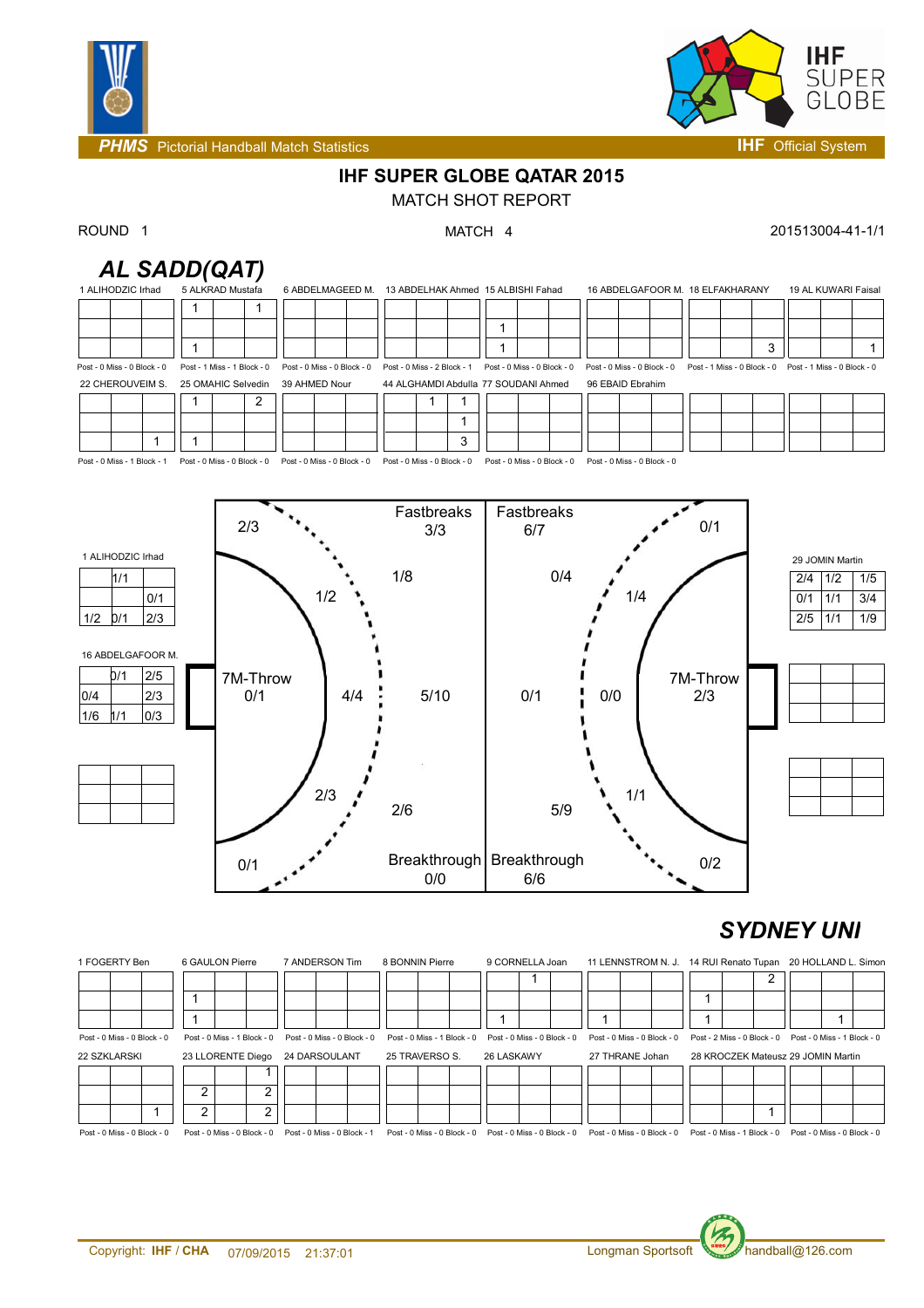PHMS Pictorial Handball Match Statistics

IHF Official System

# IHF SUPER GLOBE QATAR 2015

## MATCH SHOT REPORT

ROUND 1 MATCH 4 201513004-41-1/1

## AL SADD(QAT)

1 ALIHODZIC Irhad — Post - 0 Miss - 0 Block - 0

5 ALKRAD Mustafa — Post - 1 Miss - 1 Block - 0

6 ABDELMAGEED M. — Post - 0 Miss - 0 Block - 0

13 ABDELHAK Ahmed — Post - 0 Miss - 2 Block - 1

15 ALBISHI Fahad — Post - 0 Miss - 0 Block - 0

16 ABDELGAFOOR M. — Post - 0 Miss - 0 Block - 0

18 ELFAKHARANY — Post - 1 Miss - 0 Block - 0

19 AL KUWARI Faisal — Post - 1 Miss - 0 Block - 0

22 CHEROUVEIM S. — Post - 0 Miss - 1 Block - 1

25 OMAHIC Selvedin — Post - 0 Miss - 0 Block - 0

39 AHMED Nour — Post - 0 Miss - 0 Block - 0

44 ALGHAMDI Abdulla — Post - 0 Miss - 0 Block - 0

77 SOUDANI Ahmed — Post - 0 Miss - 0 Block - 0

96 EBAID Ebrahim — Post - 0 Miss - 0 Block - 0

1 ALIHODZIC Irhad

| | | |
|---|---|---|
| | 1/1 | |
| | | 0/1 |
| 1/2 | 0/1 | 2/3 |

16 ABDELGAFOOR M.

| | | |
|---|---|---|
| | 0/1 | 2/5 |
| 0/4 | | 2/3 |
| 1/6 | 1/1 | 0/3 |

29 JOMIN Martin

| | | |
|---|---|---|
| 2/4 | 1/2 | 1/5 |
| 0/1 | 1/1 | 3/4 |
| 2/5 | 1/1 | 1/9 |

2/3
Fastbreaks 3/3
1/8
1/2
7M-Throw 0/1
4/4
5/10
2/3
2/6
0/1
Breakthrough 0/0

Fastbreaks 6/7
0/1
0/4
1/4
0/1
0/0
7M-Throw 2/3
1/1
5/9
0/2
Breakthrough 6/6

## SYDNEY UNI

1 FOGERTY Ben — Post - 0 Miss - 0 Block - 0

6 GAULON Pierre — Post - 0 Miss - 1 Block - 0

7 ANDERSON Tim — Post - 0 Miss - 0 Block - 0

8 BONNIN Pierre — Post - 0 Miss - 1 Block - 0

9 CORNELLA Joan — Post - 0 Miss - 0 Block - 0

11 LENNSTROM N. J. — Post - 0 Miss - 0 Block - 0

14 RUI Renato Tupan — Post - 2 Miss - 0 Block - 0

20 HOLLAND L. Simon — Post - 0 Miss - 1 Block - 0

22 SZKLARSKI — Post - 0 Miss - 0 Block - 0

23 LLORENTE Diego — Post - 0 Miss - 0 Block - 0

24 DARSOULANT — Post - 0 Miss - 0 Block - 1

25 TRAVERSO S. — Post - 0 Miss - 0 Block - 0

26 LASKAWY — Post - 0 Miss - 0 Block - 0

27 THRANE Johan — Post - 0 Miss - 0 Block - 0

28 KROCZEK Mateusz — Post - 0 Miss - 1 Block - 0

29 JOMIN Martin — Post - 0 Miss - 0 Block - 0

Copyright: IHF / CHA 07/09/2015 21:37:01 Longman Sportsoft handball@126.com